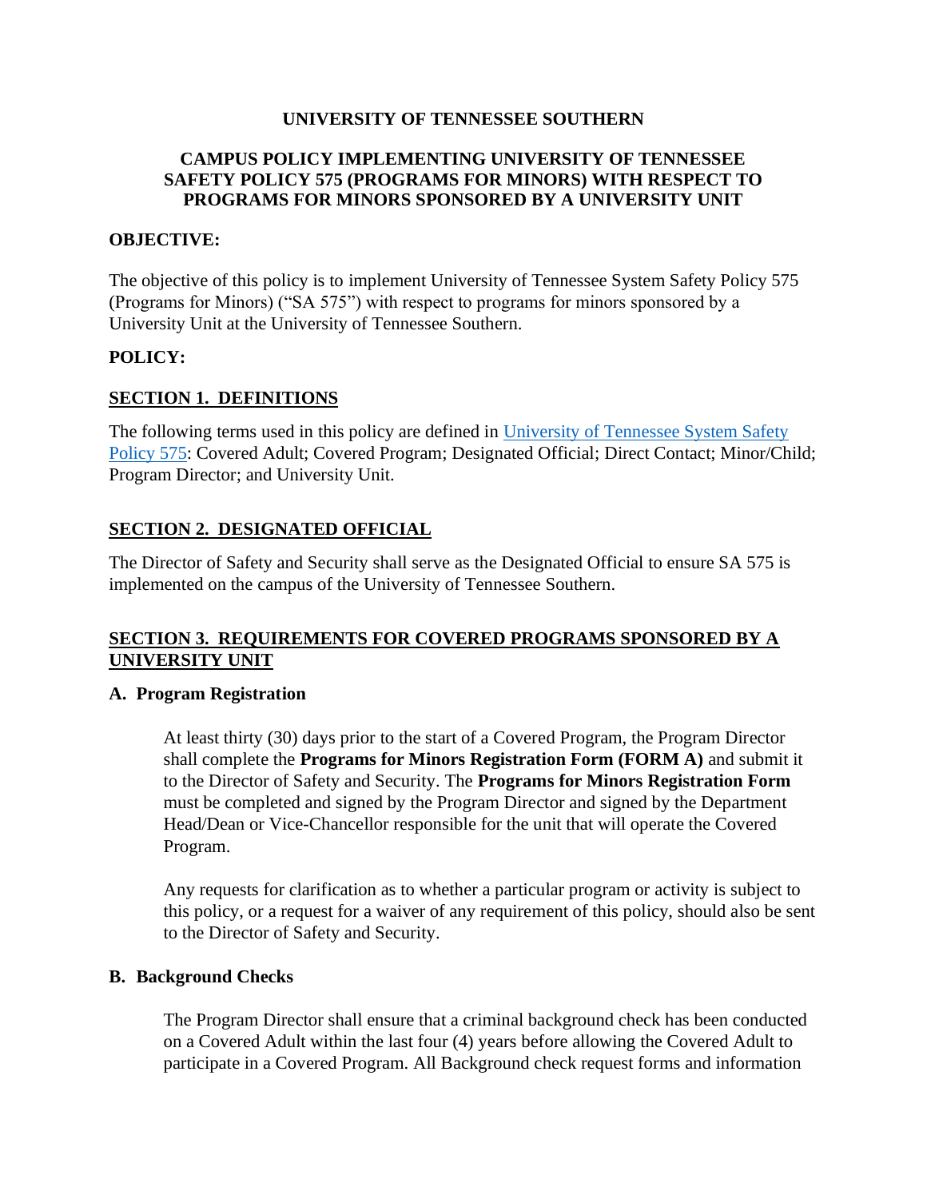# UNIVERSITY OF TENNESSEE SOUTHERN

## CAMPUS POLICY IMPLEMENTING UNIVERSITY OF TENNESSEE SAFETY POLICY 575 (PROGRAMS FOR MINORS) WITH RESPECT TO PROGRAMS FOR MINORS SPONSORED BY A UNIVERSITY UNIT

**OBJECTIVE:**

The objective of this policy is to implement University of Tennessee System Safety Policy 575 (Programs for Minors) ("SA 575") with respect to programs for minors sponsored by a University Unit at the University of Tennessee Southern.

**POLICY:**

## SECTION 1. DEFINITIONS

The following terms used in this policy are defined in University of Tennessee System Safety Policy 575: Covered Adult; Covered Program; Designated Official; Direct Contact; Minor/Child; Program Director; and University Unit.

## SECTION 2. DESIGNATED OFFICIAL

The Director of Safety and Security shall serve as the Designated Official to ensure SA 575 is implemented on the campus of the University of Tennessee Southern.

## SECTION 3. REQUIREMENTS FOR COVERED PROGRAMS SPONSORED BY A UNIVERSITY UNIT

### A. Program Registration

At least thirty (30) days prior to the start of a Covered Program, the Program Director shall complete the **Programs for Minors Registration Form (FORM A)** and submit it to the Director of Safety and Security. The **Programs for Minors Registration Form** must be completed and signed by the Program Director and signed by the Department Head/Dean or Vice-Chancellor responsible for the unit that will operate the Covered Program.

Any requests for clarification as to whether a particular program or activity is subject to this policy, or a request for a waiver of any requirement of this policy, should also be sent to the Director of Safety and Security.

### B. Background Checks

The Program Director shall ensure that a criminal background check has been conducted on a Covered Adult within the last four (4) years before allowing the Covered Adult to participate in a Covered Program. All Background check request forms and information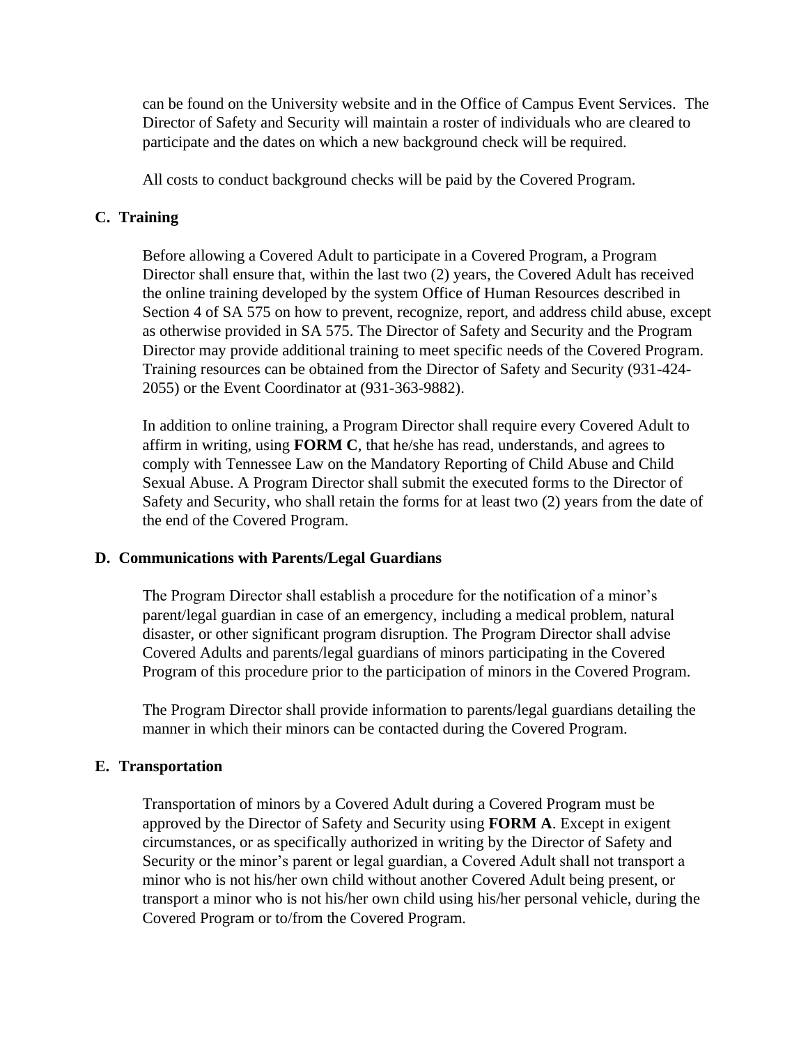can be found on the University website and in the Office of Campus Event Services. The Director of Safety and Security will maintain a roster of individuals who are cleared to participate and the dates on which a new background check will be required.

All costs to conduct background checks will be paid by the Covered Program.

### C. Training

Before allowing a Covered Adult to participate in a Covered Program, a Program Director shall ensure that, within the last two (2) years, the Covered Adult has received the online training developed by the system Office of Human Resources described in Section 4 of SA 575 on how to prevent, recognize, report, and address child abuse, except as otherwise provided in SA 575. The Director of Safety and Security and the Program Director may provide additional training to meet specific needs of the Covered Program. Training resources can be obtained from the Director of Safety and Security (931-424-2055) or the Event Coordinator at (931-363-9882).

In addition to online training, a Program Director shall require every Covered Adult to affirm in writing, using **FORM C**, that he/she has read, understands, and agrees to comply with Tennessee Law on the Mandatory Reporting of Child Abuse and Child Sexual Abuse. A Program Director shall submit the executed forms to the Director of Safety and Security, who shall retain the forms for at least two (2) years from the date of the end of the Covered Program.

### D. Communications with Parents/Legal Guardians

The Program Director shall establish a procedure for the notification of a minor's parent/legal guardian in case of an emergency, including a medical problem, natural disaster, or other significant program disruption. The Program Director shall advise Covered Adults and parents/legal guardians of minors participating in the Covered Program of this procedure prior to the participation of minors in the Covered Program.

The Program Director shall provide information to parents/legal guardians detailing the manner in which their minors can be contacted during the Covered Program.

### E. Transportation

Transportation of minors by a Covered Adult during a Covered Program must be approved by the Director of Safety and Security using **FORM A**. Except in exigent circumstances, or as specifically authorized in writing by the Director of Safety and Security or the minor's parent or legal guardian, a Covered Adult shall not transport a minor who is not his/her own child without another Covered Adult being present, or transport a minor who is not his/her own child using his/her personal vehicle, during the Covered Program or to/from the Covered Program.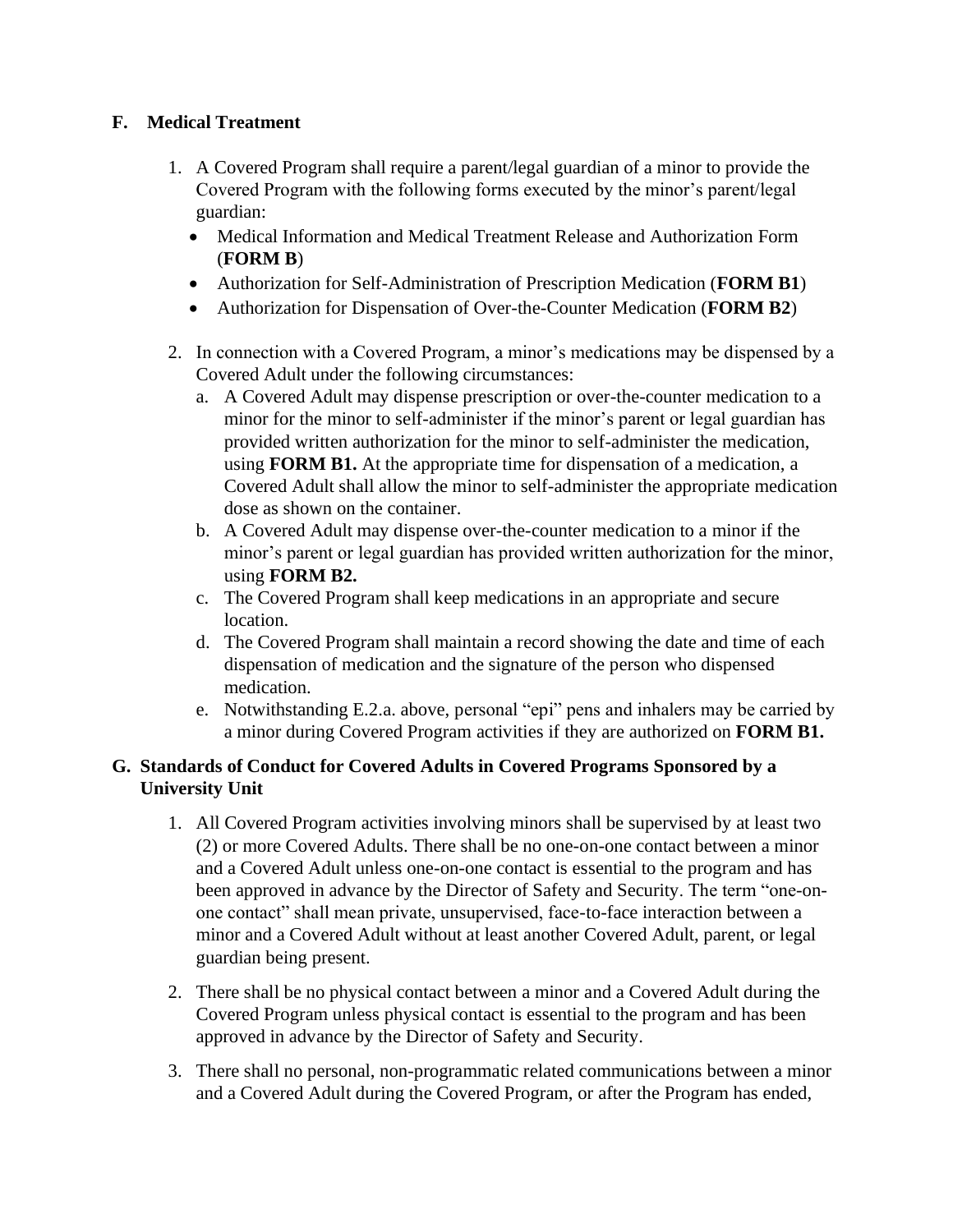## F. Medical Treatment

1. A Covered Program shall require a parent/legal guardian of a minor to provide the Covered Program with the following forms executed by the minor's parent/legal guardian:
   - Medical Information and Medical Treatment Release and Authorization Form (**FORM B**)
   - Authorization for Self-Administration of Prescription Medication (**FORM B1**)
   - Authorization for Dispensation of Over-the-Counter Medication (**FORM B2**)

2. In connection with a Covered Program, a minor's medications may be dispensed by a Covered Adult under the following circumstances:
   a. A Covered Adult may dispense prescription or over-the-counter medication to a minor for the minor to self-administer if the minor's parent or legal guardian has provided written authorization for the minor to self-administer the medication, using **FORM B1.** At the appropriate time for dispensation of a medication, a Covered Adult shall allow the minor to self-administer the appropriate medication dose as shown on the container.
   b. A Covered Adult may dispense over-the-counter medication to a minor if the minor's parent or legal guardian has provided written authorization for the minor, using **FORM B2.**
   c. The Covered Program shall keep medications in an appropriate and secure location.
   d. The Covered Program shall maintain a record showing the date and time of each dispensation of medication and the signature of the person who dispensed medication.
   e. Notwithstanding E.2.a. above, personal "epi" pens and inhalers may be carried by a minor during Covered Program activities if they are authorized on **FORM B1.**

## G. Standards of Conduct for Covered Adults in Covered Programs Sponsored by a University Unit

1. All Covered Program activities involving minors shall be supervised by at least two (2) or more Covered Adults. There shall be no one-on-one contact between a minor and a Covered Adult unless one-on-one contact is essential to the program and has been approved in advance by the Director of Safety and Security. The term "one-on-one contact" shall mean private, unsupervised, face-to-face interaction between a minor and a Covered Adult without at least another Covered Adult, parent, or legal guardian being present.

2. There shall be no physical contact between a minor and a Covered Adult during the Covered Program unless physical contact is essential to the program and has been approved in advance by the Director of Safety and Security.

3. There shall no personal, non-programmatic related communications between a minor and a Covered Adult during the Covered Program, or after the Program has ended,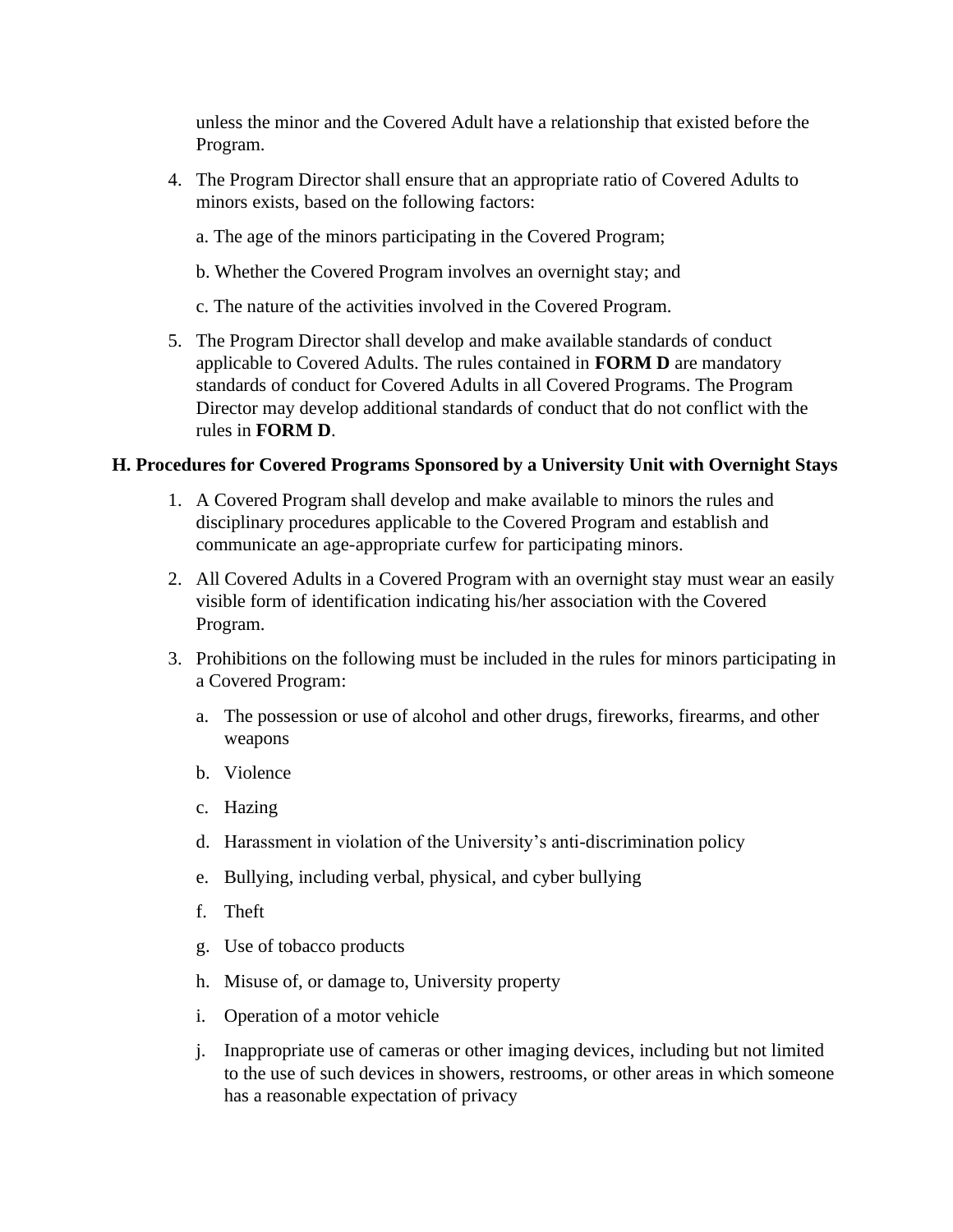unless the minor and the Covered Adult have a relationship that existed before the Program.

4. The Program Director shall ensure that an appropriate ratio of Covered Adults to minors exists, based on the following factors:

   a. The age of the minors participating in the Covered Program;

   b. Whether the Covered Program involves an overnight stay; and

   c. The nature of the activities involved in the Covered Program.

5. The Program Director shall develop and make available standards of conduct applicable to Covered Adults. The rules contained in **FORM D** are mandatory standards of conduct for Covered Adults in all Covered Programs. The Program Director may develop additional standards of conduct that do not conflict with the rules in **FORM D**.

**H. Procedures for Covered Programs Sponsored by a University Unit with Overnight Stays**

1. A Covered Program shall develop and make available to minors the rules and disciplinary procedures applicable to the Covered Program and establish and communicate an age-appropriate curfew for participating minors.

2. All Covered Adults in a Covered Program with an overnight stay must wear an easily visible form of identification indicating his/her association with the Covered Program.

3. Prohibitions on the following must be included in the rules for minors participating in a Covered Program:

   a. The possession or use of alcohol and other drugs, fireworks, firearms, and other weapons

   b. Violence

   c. Hazing

   d. Harassment in violation of the University's anti-discrimination policy

   e. Bullying, including verbal, physical, and cyber bullying

   f. Theft

   g. Use of tobacco products

   h. Misuse of, or damage to, University property

   i. Operation of a motor vehicle

   j. Inappropriate use of cameras or other imaging devices, including but not limited to the use of such devices in showers, restrooms, or other areas in which someone has a reasonable expectation of privacy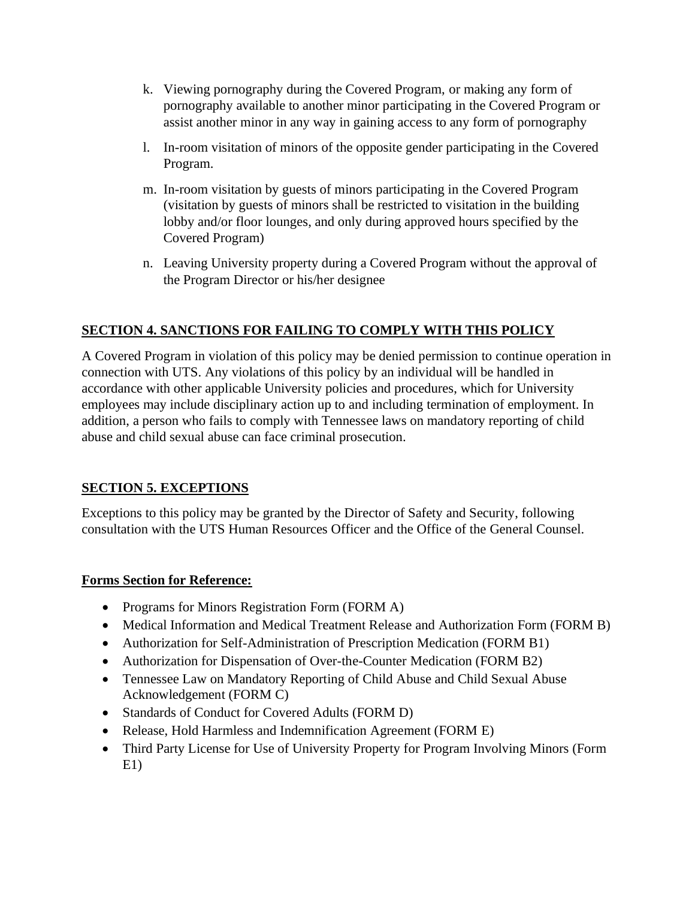k. Viewing pornography during the Covered Program, or making any form of pornography available to another minor participating in the Covered Program or assist another minor in any way in gaining access to any form of pornography

l. In-room visitation of minors of the opposite gender participating in the Covered Program.

m. In-room visitation by guests of minors participating in the Covered Program (visitation by guests of minors shall be restricted to visitation in the building lobby and/or floor lounges, and only during approved hours specified by the Covered Program)

n. Leaving University property during a Covered Program without the approval of the Program Director or his/her designee

## SECTION 4. SANCTIONS FOR FAILING TO COMPLY WITH THIS POLICY

A Covered Program in violation of this policy may be denied permission to continue operation in connection with UTS. Any violations of this policy by an individual will be handled in accordance with other applicable University policies and procedures, which for University employees may include disciplinary action up to and including termination of employment. In addition, a person who fails to comply with Tennessee laws on mandatory reporting of child abuse and child sexual abuse can face criminal prosecution.

## SECTION 5. EXCEPTIONS

Exceptions to this policy may be granted by the Director of Safety and Security, following consultation with the UTS Human Resources Officer and the Office of the General Counsel.

**Forms Section for Reference:**

- Programs for Minors Registration Form (FORM A)
- Medical Information and Medical Treatment Release and Authorization Form (FORM B)
- Authorization for Self-Administration of Prescription Medication (FORM B1)
- Authorization for Dispensation of Over-the-Counter Medication (FORM B2)
- Tennessee Law on Mandatory Reporting of Child Abuse and Child Sexual Abuse Acknowledgement (FORM C)
- Standards of Conduct for Covered Adults (FORM D)
- Release, Hold Harmless and Indemnification Agreement (FORM E)
- Third Party License for Use of University Property for Program Involving Minors (Form E1)